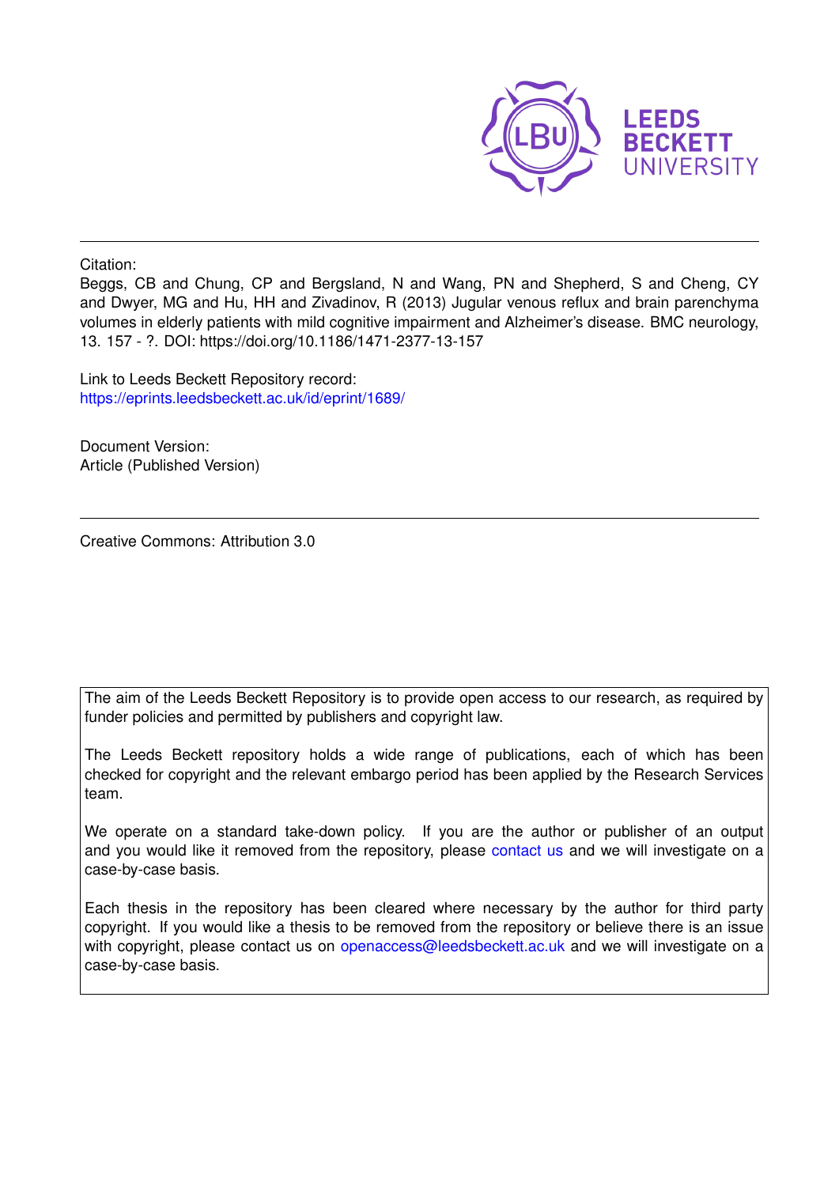LEEDS BECKETT UNIVERSITY

Citation:

Beggs, CB and Chung, CP and Bergsland, N and Wang, PN and Shepherd, S and Cheng, CY and Dwyer, MG and Hu, HH and Zivadinov, R (2013) Jugular venous reflux and brain parenchyma volumes in elderly patients with mild cognitive impairment and Alzheimer's disease. BMC neurology, 13. 157 - ?. DOI: https://doi.org/10.1186/1471-2377-13-157

Link to Leeds Beckett Repository record:
https://eprints.leedsbeckett.ac.uk/id/eprint/1689/

Document Version:
Article (Published Version)

Creative Commons: Attribution 3.0

The aim of the Leeds Beckett Repository is to provide open access to our research, as required by funder policies and permitted by publishers and copyright law.

The Leeds Beckett repository holds a wide range of publications, each of which has been checked for copyright and the relevant embargo period has been applied by the Research Services team.

We operate on a standard take-down policy. If you are the author or publisher of an output and you would like it removed from the repository, please contact us and we will investigate on a case-by-case basis.

Each thesis in the repository has been cleared where necessary by the author for third party copyright. If you would like a thesis to be removed from the repository or believe there is an issue with copyright, please contact us on openaccess@leedsbeckett.ac.uk and we will investigate on a case-by-case basis.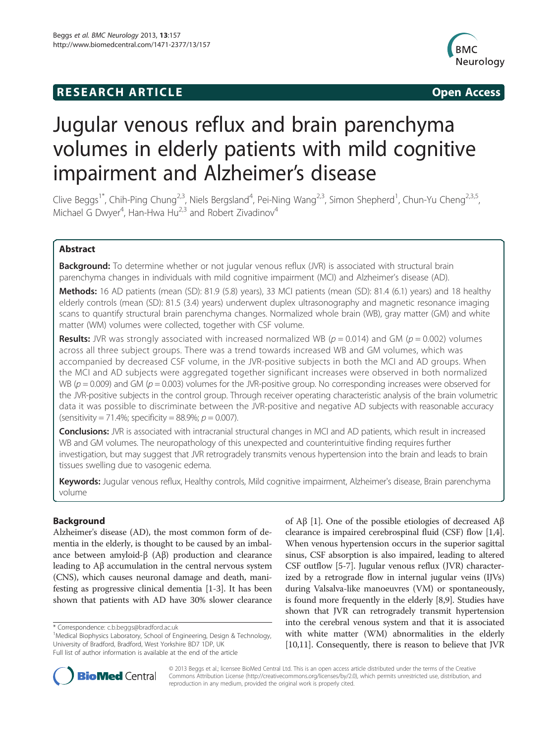# Jugular venous reflux and brain parenchyma volumes in elderly patients with mild cognitive impairment and Alzheimer's disease

Clive Beggs[1*], Chih-Ping Chung[2,3], Niels Bergsland[4], Pei-Ning Wang[2,3], Simon Shepherd[1], Chun-Yu Cheng[2,3,5], Michael G Dwyer[4], Han-Hwa Hu[2,3] and Robert Zivadinov[4]

## Abstract

**Background:** To determine whether or not jugular venous reflux (JVR) is associated with structural brain parenchyma changes in individuals with mild cognitive impairment (MCI) and Alzheimer's disease (AD).

**Methods:** 16 AD patients (mean (SD): 81.9 (5.8) years), 33 MCI patients (mean (SD): 81.4 (6.1) years) and 18 healthy elderly controls (mean (SD): 81.5 (3.4) years) underwent duplex ultrasonography and magnetic resonance imaging scans to quantify structural brain parenchyma changes. Normalized whole brain (WB), gray matter (GM) and white matter (WM) volumes were collected, together with CSF volume.

**Results:** JVR was strongly associated with increased normalized WB ($p = 0.014$) and GM ($p = 0.002$) volumes across all three subject groups. There was a trend towards increased WB and GM volumes, which was accompanied by decreased CSF volume, in the JVR-positive subjects in both the MCI and AD groups. When the MCI and AD subjects were aggregated together significant increases were observed in both normalized WB ($p = 0.009$) and GM ($p = 0.003$) volumes for the JVR-positive group. No corresponding increases were observed for the JVR-positive subjects in the control group. Through receiver operating characteristic analysis of the brain volumetric data it was possible to discriminate between the JVR-positive and negative AD subjects with reasonable accuracy (sensitivity = 71.4%; specificity = 88.9%; $p = 0.007$).

**Conclusions:** JVR is associated with intracranial structural changes in MCI and AD patients, which result in increased WB and GM volumes. The neuropathology of this unexpected and counterintuitive finding requires further investigation, but may suggest that JVR retrogradely transmits venous hypertension into the brain and leads to brain tissues swelling due to vasogenic edema.

**Keywords:** Jugular venous reflux, Healthy controls, Mild cognitive impairment, Alzheimer's disease, Brain parenchyma volume

## Background

Alzheimer's disease (AD), the most common form of dementia in the elderly, is thought to be caused by an imbalance between amyloid-β (Aβ) production and clearance leading to Aβ accumulation in the central nervous system (CNS), which causes neuronal damage and death, manifesting as progressive clinical dementia [1-3]. It has been shown that patients with AD have 30% slower clearance of Aβ [1]. One of the possible etiologies of decreased Aβ clearance is impaired cerebrospinal fluid (CSF) flow [1,4]. When venous hypertension occurs in the superior sagittal sinus, CSF absorption is also impaired, leading to altered CSF outflow [5-7]. Jugular venous reflux (JVR) characterized by a retrograde flow in internal jugular veins (IJVs) during Valsalva-like manoeuvres (VM) or spontaneously, is found more frequently in the elderly [8,9]. Studies have shown that JVR can retrogradely transmit hypertension into the cerebral venous system and that it is associated with white matter (WM) abnormalities in the elderly [10,11]. Consequently, there is reason to believe that JVR

\* Correspondence: c.b.beggs@bradford.ac.uk
[1]Medical Biophysics Laboratory, School of Engineering, Design & Technology, University of Bradford, Bradford, West Yorkshire BD7 1DP, UK
Full list of author information is available at the end of the article

© 2013 Beggs et al.; licensee BioMed Central Ltd. This is an open access article distributed under the terms of the Creative Commons Attribution License (http://creativecommons.org/licenses/by/2.0), which permits unrestricted use, distribution, and reproduction in any medium, provided the original work is properly cited.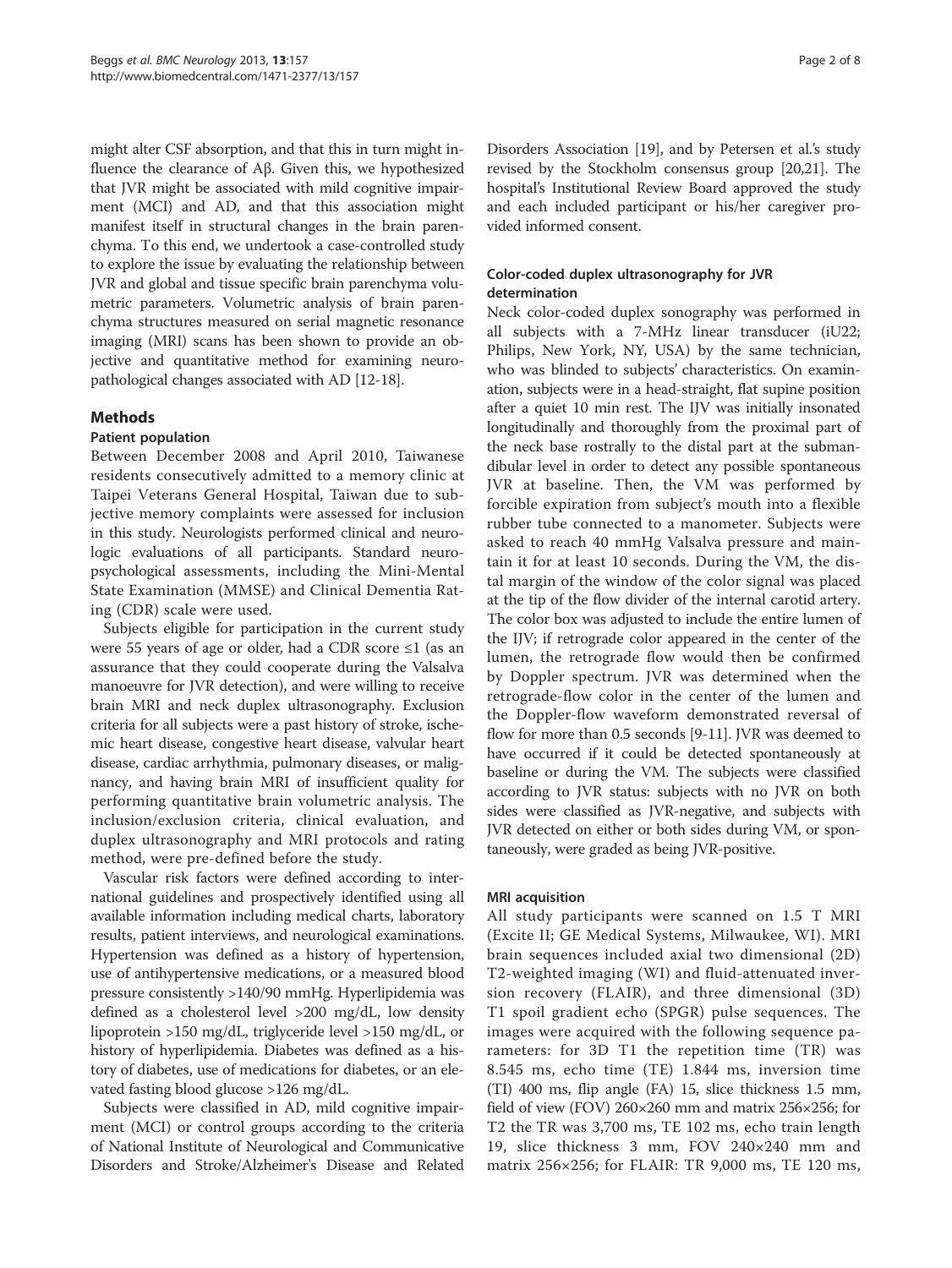might alter CSF absorption, and that this in turn might influence the clearance of Aβ. Given this, we hypothesized that JVR might be associated with mild cognitive impairment (MCI) and AD, and that this association might manifest itself in structural changes in the brain parenchyma. To this end, we undertook a case-controlled study to explore the issue by evaluating the relationship between JVR and global and tissue specific brain parenchyma volumetric parameters. Volumetric analysis of brain parenchyma structures measured on serial magnetic resonance imaging (MRI) scans has been shown to provide an objective and quantitative method for examining neuropathological changes associated with AD [12-18].

## Methods

### Patient population

Between December 2008 and April 2010, Taiwanese residents consecutively admitted to a memory clinic at Taipei Veterans General Hospital, Taiwan due to subjective memory complaints were assessed for inclusion in this study. Neurologists performed clinical and neurologic evaluations of all participants. Standard neuropsychological assessments, including the Mini-Mental State Examination (MMSE) and Clinical Dementia Rating (CDR) scale were used.

Subjects eligible for participation in the current study were 55 years of age or older, had a CDR score ≤1 (as an assurance that they could cooperate during the Valsalva manoeuvre for JVR detection), and were willing to receive brain MRI and neck duplex ultrasonography. Exclusion criteria for all subjects were a past history of stroke, ischemic heart disease, congestive heart disease, valvular heart disease, cardiac arrhythmia, pulmonary diseases, or malignancy, and having brain MRI of insufficient quality for performing quantitative brain volumetric analysis. The inclusion/exclusion criteria, clinical evaluation, and duplex ultrasonography and MRI protocols and rating method, were pre-defined before the study.

Vascular risk factors were defined according to international guidelines and prospectively identified using all available information including medical charts, laboratory results, patient interviews, and neurological examinations. Hypertension was defined as a history of hypertension, use of antihypertensive medications, or a measured blood pressure consistently >140/90 mmHg. Hyperlipidemia was defined as a cholesterol level >200 mg/dL, low density lipoprotein >150 mg/dL, triglyceride level >150 mg/dL, or history of hyperlipidemia. Diabetes was defined as a history of diabetes, use of medications for diabetes, or an elevated fasting blood glucose >126 mg/dL.

Subjects were classified in AD, mild cognitive impairment (MCI) or control groups according to the criteria of National Institute of Neurological and Communicative Disorders and Stroke/Alzheimer's Disease and Related Disorders Association [19], and by Petersen et al.'s study revised by the Stockholm consensus group [20,21]. The hospital's Institutional Review Board approved the study and each included participant or his/her caregiver provided informed consent.

### Color-coded duplex ultrasonography for JVR determination

Neck color-coded duplex sonography was performed in all subjects with a 7-MHz linear transducer (iU22; Philips, New York, NY, USA) by the same technician, who was blinded to subjects' characteristics. On examination, subjects were in a head-straight, flat supine position after a quiet 10 min rest. The IJV was initially insonated longitudinally and thoroughly from the proximal part of the neck base rostrally to the distal part at the submandibular level in order to detect any possible spontaneous JVR at baseline. Then, the VM was performed by forcible expiration from subject's mouth into a flexible rubber tube connected to a manometer. Subjects were asked to reach 40 mmHg Valsalva pressure and maintain it for at least 10 seconds. During the VM, the distal margin of the window of the color signal was placed at the tip of the flow divider of the internal carotid artery. The color box was adjusted to include the entire lumen of the IJV; if retrograde color appeared in the center of the lumen, the retrograde flow would then be confirmed by Doppler spectrum. JVR was determined when the retrograde-flow color in the center of the lumen and the Doppler-flow waveform demonstrated reversal of flow for more than 0.5 seconds [9-11]. JVR was deemed to have occurred if it could be detected spontaneously at baseline or during the VM. The subjects were classified according to JVR status: subjects with no JVR on both sides were classified as JVR-negative, and subjects with JVR detected on either or both sides during VM, or spontaneously, were graded as being JVR-positive.

### MRI acquisition

All study participants were scanned on 1.5 T MRI (Excite II; GE Medical Systems, Milwaukee, WI). MRI brain sequences included axial two dimensional (2D) T2-weighted imaging (WI) and fluid-attenuated inversion recovery (FLAIR), and three dimensional (3D) T1 spoil gradient echo (SPGR) pulse sequences. The images were acquired with the following sequence parameters: for 3D T1 the repetition time (TR) was 8.545 ms, echo time (TE) 1.844 ms, inversion time (TI) 400 ms, flip angle (FA) 15, slice thickness 1.5 mm, field of view (FOV) 260×260 mm and matrix 256×256; for T2 the TR was 3,700 ms, TE 102 ms, echo train length 19, slice thickness 3 mm, FOV 240×240 mm and matrix 256×256; for FLAIR: TR 9,000 ms, TE 120 ms,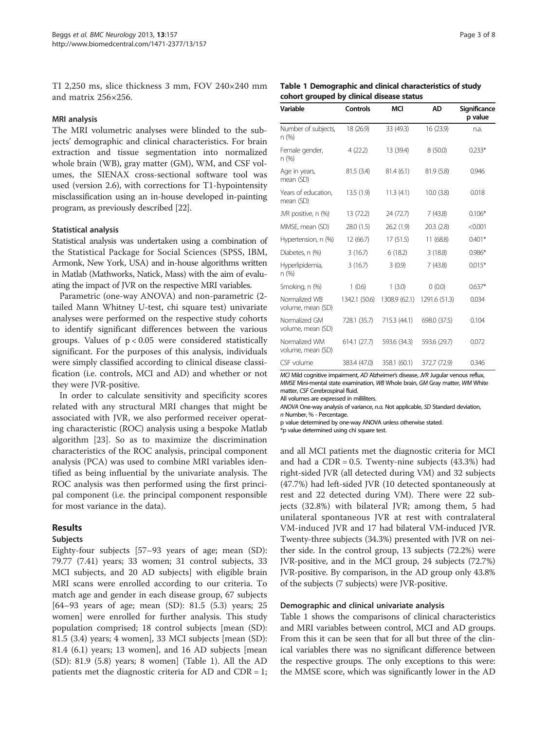TI 2,250 ms, slice thickness 3 mm, FOV 240×240 mm and matrix 256×256.

### MRI analysis

The MRI volumetric analyses were blinded to the subjects' demographic and clinical characteristics. For brain extraction and tissue segmentation into normalized whole brain (WB), gray matter (GM), WM, and CSF volumes, the SIENAX cross-sectional software tool was used (version 2.6), with corrections for T1-hypointensity misclassification using an in-house developed in-painting program, as previously described [22].

### Statistical analysis

Statistical analysis was undertaken using a combination of the Statistical Package for Social Sciences (SPSS, IBM, Armonk, New York, USA) and in-house algorithms written in Matlab (Mathworks, Natick, Mass) with the aim of evaluating the impact of JVR on the respective MRI variables.

Parametric (one-way ANOVA) and non-parametric (2-tailed Mann Whitney U-test, chi square test) univariate analyses were performed on the respective study cohorts to identify significant differences between the various groups. Values of $p < 0.05$ were considered statistically significant. For the purposes of this analysis, individuals were simply classified according to clinical disease classification (i.e. controls, MCI and AD) and whether or not they were JVR-positive.

In order to calculate sensitivity and specificity scores related with any structural MRI changes that might be associated with JVR, we also performed receiver operating characteristic (ROC) analysis using a bespoke Matlab algorithm [23]. So as to maximize the discrimination characteristics of the ROC analysis, principal component analysis (PCA) was used to combine MRI variables identified as being influential by the univariate analysis. The ROC analysis was then performed using the first principal component (i.e. the principal component responsible for most variance in the data).

## Results

### Subjects

Eighty-four subjects [57–93 years of age; mean (SD): 79.77 (7.41) years; 33 women; 31 control subjects, 33 MCI subjects, and 20 AD subjects] with eligible brain MRI scans were enrolled according to our criteria. To match age and gender in each disease group, 67 subjects [64–93 years of age; mean (SD): 81.5 (5.3) years; 25 women] were enrolled for further analysis. This study population comprised; 18 control subjects [mean (SD): 81.5 (3.4) years; 4 women], 33 MCI subjects [mean (SD): 81.4 (6.1) years; 13 women], and 16 AD subjects [mean (SD): 81.9 (5.8) years; 8 women] (Table 1). All the AD patients met the diagnostic criteria for AD and CDR = 1; and all MCI patients met the diagnostic criteria for MCI and had a CDR = 0.5. Twenty-nine subjects (43.3%) had right-sided JVR (all detected during VM) and 32 subjects (47.7%) had left-sided JVR (10 detected spontaneously at rest and 22 detected during VM). There were 22 subjects (32.8%) with bilateral JVR; among them, 5 had unilateral spontaneous JVR at rest with contralateral VM-induced JVR and 17 had bilateral VM-induced JVR. Twenty-three subjects (34.3%) presented with JVR on neither side. In the control group, 13 subjects (72.2%) were JVR-positive, and in the MCI group, 24 subjects (72.7%) JVR-positive. By comparison, in the AD group only 43.8% of the subjects (7 subjects) were JVR-positive.

**Table 1 Demographic and clinical characteristics of study cohort grouped by clinical disease status**

| Variable | Controls | MCI | AD | Significance p value |
|---|---|---|---|---|
| Number of subjects, n (%) | 18 (26.9) | 33 (49.3) | 16 (23.9) | n.a. |
| Female gender, n (%) | 4 (22.2) | 13 (39.4) | 8 (50.0) | 0.233* |
| Age in years, mean (SD) | 81.5 (3.4) | 81.4 (6.1) | 81.9 (5.8) | 0.946 |
| Years of education, mean (SD) | 13.5 (1.9) | 11.3 (4.1) | 10.0 (3.8) | 0.018 |
| JVR positive, n (%) | 13 (72.2) | 24 (72.7) | 7 (43.8) | 0.106* |
| MMSE, mean (SD) | 28.0 (1.5) | 26.2 (1.9) | 20.3 (2.8) | <0.001 |
| Hypertension, n (%) | 12 (66.7) | 17 (51.5) | 11 (68.8) | 0.401* |
| Diabetes, n (%) | 3 (16.7) | 6 (18.2) | 3 (18.8) | 0.986* |
| Hyperlipidemia, n (%) | 3 (16.7) | 3 (0.9) | 7 (43.8) | 0.015* |
| Smoking, n (%) | 1 (0.6) | 1 (3.0) | 0 (0.0) | 0.637* |
| Normalized WB volume, mean (SD) | 1342.1 (50.6) | 1308.9 (62.1) | 1291.6 (51.3) | 0.034 |
| Normalized GM volume, mean (SD) | 728.1 (35.7) | 715.3 (44.1) | 698.0 (37.5) | 0.104 |
| Normalized WM volume, mean (SD) | 614.1 (27.7) | 593.6 (34.3) | 593.6 (29.7) | 0.072 |
| CSF volume | 383.4 (47.0) | 358.1 (60.1) | 372.7 (72.9) | 0.346 |

*MCI* Mild cognitive impairment, *AD* Alzheimer's disease, *JVR* Jugular venous reflux, *MMSE* Mini-mental state examination, *WB* Whole brain, *GM* Gray matter, *WM* White matter, *CSF* Cerebrospinal fluid.
All volumes are expressed in milliliters.
*ANOVA* One-way analysis of variance, *n.a.* Not applicable, *SD* Standard deviation, *n* Number, % - Percentage.
p value determined by one-way ANOVA unless otherwise stated.
*p value determined using chi square test.

### Demographic and clinical univariate analysis

Table 1 shows the comparisons of clinical characteristics and MRI variables between control, MCI and AD groups. From this it can be seen that for all but three of the clinical variables there was no significant difference between the respective groups. The only exceptions to this were: the MMSE score, which was significantly lower in the AD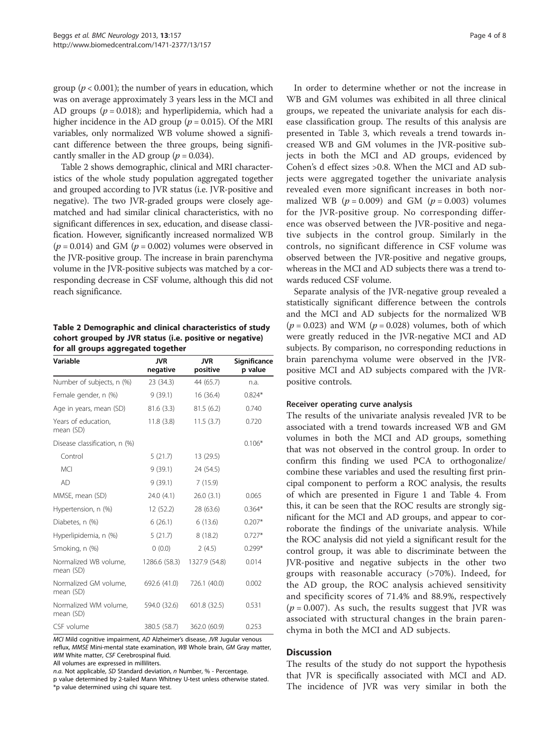group ($p < 0.001$); the number of years in education, which was on average approximately 3 years less in the MCI and AD groups ($p = 0.018$); and hyperlipidemia, which had a higher incidence in the AD group ($p = 0.015$). Of the MRI variables, only normalized WB volume showed a significant difference between the three groups, being significantly smaller in the AD group ($p = 0.034$).

Table 2 shows demographic, clinical and MRI characteristics of the whole study population aggregated together and grouped according to JVR status (i.e. JVR-positive and negative). The two JVR-graded groups were closely age-matched and had similar clinical characteristics, with no significant differences in sex, education, and disease classification. However, significantly increased normalized WB ($p = 0.014$) and GM ($p = 0.002$) volumes were observed in the JVR-positive group. The increase in brain parenchyma volume in the JVR-positive subjects was matched by a corresponding decrease in CSF volume, although this did not reach significance.

**Table 2 Demographic and clinical characteristics of study cohort grouped by JVR status (i.e. positive or negative) for all groups aggregated together**

| Variable | JVR negative | JVR positive | Significance p value |
|---|---|---|---|
| Number of subjects, n (%) | 23 (34.3) | 44 (65.7) | n.a. |
| Female gender, n (%) | 9 (39.1) | 16 (36.4) | 0.824* |
| Age in years, mean (SD) | 81.6 (3.3) | 81.5 (6.2) | 0.740 |
| Years of education, mean (SD) | 11.8 (3.8) | 11.5 (3.7) | 0.720 |
| Disease classification, n (%) | | | 0.106* |
| Control | 5 (21.7) | 13 (29.5) | |
| MCI | 9 (39.1) | 24 (54.5) | |
| AD | 9 (39.1) | 7 (15.9) | |
| MMSE, mean (SD) | 24.0 (4.1) | 26.0 (3.1) | 0.065 |
| Hypertension, n (%) | 12 (52.2) | 28 (63.6) | 0.364* |
| Diabetes, n (%) | 6 (26.1) | 6 (13.6) | 0.207* |
| Hyperlipidemia, n (%) | 5 (21.7) | 8 (18.2) | 0.727* |
| Smoking, n (%) | 0 (0.0) | 2 (4.5) | 0.299* |
| Normalized WB volume, mean (SD) | 1286.6 (58.3) | 1327.9 (54.8) | 0.014 |
| Normalized GM volume, mean (SD) | 692.6 (41.0) | 726.1 (40.0) | 0.002 |
| Normalized WM volume, mean (SD) | 594.0 (32.6) | 601.8 (32.5) | 0.531 |
| CSF volume | 380.5 (58.7) | 362.0 (60.9) | 0.253 |

*MCI* Mild cognitive impairment, *AD* Alzheimer's disease, *JVR* Jugular venous reflux, *MMSE* Mini-mental state examination, *WB* Whole brain, *GM* Gray matter, *WM* White matter, *CSF* Cerebrospinal fluid.
All volumes are expressed in milliliters.
*n.a.* Not applicable, *SD* Standard deviation, *n* Number, % - Percentage.
p value determined by 2-tailed Mann Whitney U-test unless otherwise stated.
*p value determined using chi square test.

In order to determine whether or not the increase in WB and GM volumes was exhibited in all three clinical groups, we repeated the univariate analysis for each disease classification group. The results of this analysis are presented in Table 3, which reveals a trend towards increased WB and GM volumes in the JVR-positive subjects in both the MCI and AD groups, evidenced by Cohen's d effect sizes >0.8. When the MCI and AD subjects were aggregated together the univariate analysis revealed even more significant increases in both normalized WB ($p = 0.009$) and GM ($p = 0.003$) volumes for the JVR-positive group. No corresponding difference was observed between the JVR-positive and negative subjects in the control group. Similarly in the controls, no significant difference in CSF volume was observed between the JVR-positive and negative groups, whereas in the MCI and AD subjects there was a trend towards reduced CSF volume.

Separate analysis of the JVR-negative group revealed a statistically significant difference between the controls and the MCI and AD subjects for the normalized WB ($p = 0.023$) and WM ($p = 0.028$) volumes, both of which were greatly reduced in the JVR-negative MCI and AD subjects. By comparison, no corresponding reductions in brain parenchyma volume were observed in the JVR-positive MCI and AD subjects compared with the JVR-positive controls.

### Receiver operating curve analysis

The results of the univariate analysis revealed JVR to be associated with a trend towards increased WB and GM volumes in both the MCI and AD groups, something that was not observed in the control group. In order to confirm this finding we used PCA to orthogonalize/combine these variables and used the resulting first principal component to perform a ROC analysis, the results of which are presented in Figure 1 and Table 4. From this, it can be seen that the ROC results are strongly significant for the MCI and AD groups, and appear to corroborate the findings of the univariate analysis. While the ROC analysis did not yield a significant result for the control group, it was able to discriminate between the JVR-positive and negative subjects in the other two groups with reasonable accuracy (>70%). Indeed, for the AD group, the ROC analysis achieved sensitivity and specificity scores of 71.4% and 88.9%, respectively ($p = 0.007$). As such, the results suggest that JVR was associated with structural changes in the brain parenchyma in both the MCI and AD subjects.

## Discussion

The results of the study do not support the hypothesis that JVR is specifically associated with MCI and AD. The incidence of JVR was very similar in both the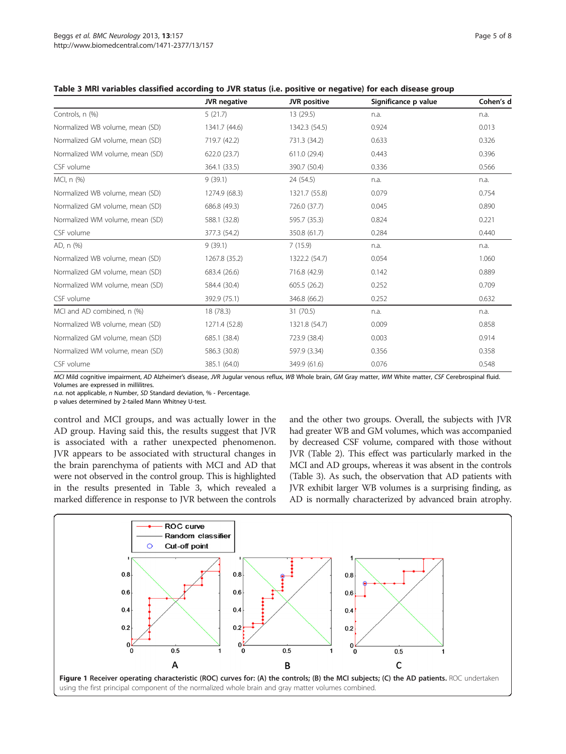**Table 3 MRI variables classified according to JVR status (i.e. positive or negative) for each disease group**

| | JVR negative | JVR positive | Significance p value | Cohen's d |
|---|---|---|---|---|
| Controls, n (%) | 5 (21.7) | 13 (29.5) | n.a. | n.a. |
| Normalized WB volume, mean (SD) | 1341.7 (44.6) | 1342.3 (54.5) | 0.924 | 0.013 |
| Normalized GM volume, mean (SD) | 719.7 (42.2) | 731.3 (34.2) | 0.633 | 0.326 |
| Normalized WM volume, mean (SD) | 622.0 (23.7) | 611.0 (29.4) | 0.443 | 0.396 |
| CSF volume | 364.1 (33.5) | 390.7 (50.4) | 0.336 | 0.566 |
| MCI, n (%) | 9 (39.1) | 24 (54.5) | n.a. | n.a. |
| Normalized WB volume, mean (SD) | 1274.9 (68.3) | 1321.7 (55.8) | 0.079 | 0.754 |
| Normalized GM volume, mean (SD) | 686.8 (49.3) | 726.0 (37.7) | 0.045 | 0.890 |
| Normalized WM volume, mean (SD) | 588.1 (32.8) | 595.7 (35.3) | 0.824 | 0.221 |
| CSF volume | 377.3 (54.2) | 350.8 (61.7) | 0.284 | 0.440 |
| AD, n (%) | 9 (39.1) | 7 (15.9) | n.a. | n.a. |
| Normalized WB volume, mean (SD) | 1267.8 (35.2) | 1322.2 (54.7) | 0.054 | 1.060 |
| Normalized GM volume, mean (SD) | 683.4 (26.6) | 716.8 (42.9) | 0.142 | 0.889 |
| Normalized WM volume, mean (SD) | 584.4 (30.4) | 605.5 (26.2) | 0.252 | 0.709 |
| CSF volume | 392.9 (75.1) | 346.8 (66.2) | 0.252 | 0.632 |
| MCI and AD combined, n (%) | 18 (78.3) | 31 (70.5) | n.a. | n.a. |
| Normalized WB volume, mean (SD) | 1271.4 (52.8) | 1321.8 (54.7) | 0.009 | 0.858 |
| Normalized GM volume, mean (SD) | 685.1 (38.4) | 723.9 (38.4) | 0.003 | 0.914 |
| Normalized WM volume, mean (SD) | 586.3 (30.8) | 597.9 (3.34) | 0.356 | 0.358 |
| CSF volume | 385.1 (64.0) | 349.9 (61.6) | 0.076 | 0.548 |

*MCI* Mild cognitive impairment, *AD* Alzheimer's disease, *JVR* Jugular venous reflux, *WB* Whole brain, *GM* Gray matter, *WM* White matter, *CSF* Cerebrospinal fluid. Volumes are expressed in millilitres.
*n.a.* not applicable, *n* Number, *SD* Standard deviation, % - Percentage.
p values determined by 2-tailed Mann Whitney U-test.

control and MCI groups, and was actually lower in the AD group. Having said this, the results suggest that JVR is associated with a rather unexpected phenomenon. JVR appears to be associated with structural changes in the brain parenchyma of patients with MCI and AD that were not observed in the control group. This is highlighted in the results presented in Table 3, which revealed a marked difference in response to JVR between the controls and the other two groups. Overall, the subjects with JVR had greater WB and GM volumes, which was accompanied by decreased CSF volume, compared with those without JVR (Table 2). This effect was particularly marked in the MCI and AD groups, whereas it was absent in the controls (Table 3). As such, the observation that AD patients with JVR exhibit larger WB volumes is a surprising finding, as AD is normally characterized by advanced brain atrophy.

**Figure 1 Receiver operating characteristic (ROC) curves for: (A) the controls; (B) the MCI subjects; (C) the AD patients.** ROC undertaken using the first principal component of the normalized whole brain and gray matter volumes combined.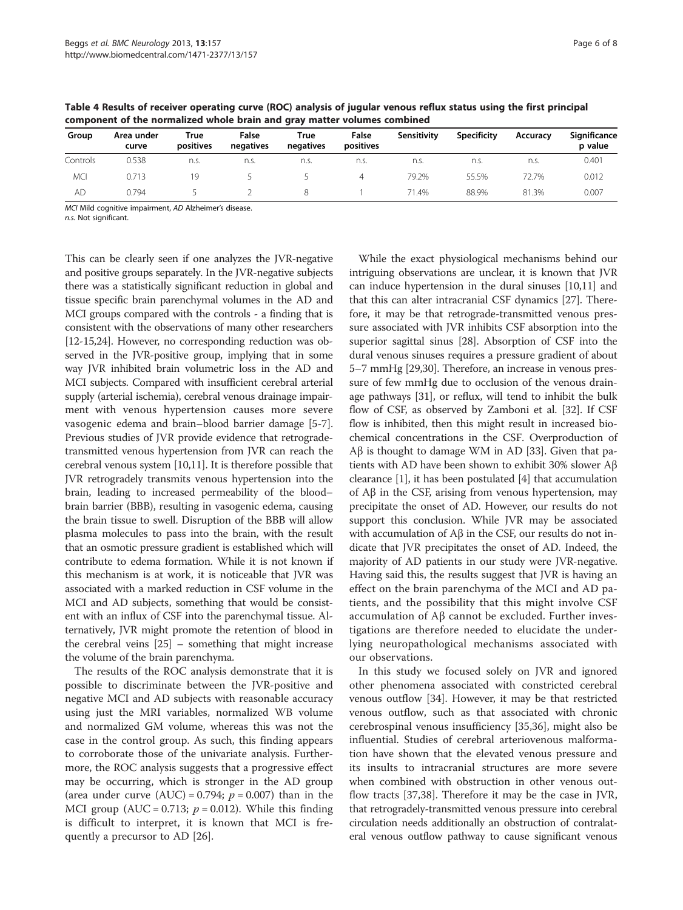**Table 4 Results of receiver operating curve (ROC) analysis of jugular venous reflux status using the first principal component of the normalized whole brain and gray matter volumes combined**

| Group | Area under curve | True positives | False negatives | True negatives | False positives | Sensitivity | Specificity | Accuracy | Significance p value |
|---|---|---|---|---|---|---|---|---|---|
| Controls | 0.538 | n.s. | n.s. | n.s. | n.s. | n.s. | n.s. | n.s. | 0.401 |
| MCI | 0.713 | 19 | 5 | 5 | 4 | 79.2% | 55.5% | 72.7% | 0.012 |
| AD | 0.794 | 5 | 2 | 8 | 1 | 71.4% | 88.9% | 81.3% | 0.007 |

*MCI* Mild cognitive impairment, *AD* Alzheimer's disease.
*n.s.* Not significant.

This can be clearly seen if one analyzes the JVR-negative and positive groups separately. In the JVR-negative subjects there was a statistically significant reduction in global and tissue specific brain parenchymal volumes in the AD and MCI groups compared with the controls - a finding that is consistent with the observations of many other researchers [12-15,24]. However, no corresponding reduction was observed in the JVR-positive group, implying that in some way JVR inhibited brain volumetric loss in the AD and MCI subjects. Compared with insufficient cerebral arterial supply (arterial ischemia), cerebral venous drainage impairment with venous hypertension causes more severe vasogenic edema and brain–blood barrier damage [5-7]. Previous studies of JVR provide evidence that retrograde-transmitted venous hypertension from JVR can reach the cerebral venous system [10,11]. It is therefore possible that JVR retrogradely transmits venous hypertension into the brain, leading to increased permeability of the blood–brain barrier (BBB), resulting in vasogenic edema, causing the brain tissue to swell. Disruption of the BBB will allow plasma molecules to pass into the brain, with the result that an osmotic pressure gradient is established which will contribute to edema formation. While it is not known if this mechanism is at work, it is noticeable that JVR was associated with a marked reduction in CSF volume in the MCI and AD subjects, something that would be consistent with an influx of CSF into the parenchymal tissue. Alternatively, JVR might promote the retention of blood in the cerebral veins [25] – something that might increase the volume of the brain parenchyma.

The results of the ROC analysis demonstrate that it is possible to discriminate between the JVR-positive and negative MCI and AD subjects with reasonable accuracy using just the MRI variables, normalized WB volume and normalized GM volume, whereas this was not the case in the control group. As such, this finding appears to corroborate those of the univariate analysis. Furthermore, the ROC analysis suggests that a progressive effect may be occurring, which is stronger in the AD group (area under curve (AUC) = 0.794; $p = 0.007$) than in the MCI group (AUC = 0.713; $p = 0.012$). While this finding is difficult to interpret, it is known that MCI is frequently a precursor to AD [26].

While the exact physiological mechanisms behind our intriguing observations are unclear, it is known that JVR can induce hypertension in the dural sinuses [10,11] and that this can alter intracranial CSF dynamics [27]. Therefore, it may be that retrograde-transmitted venous pressure associated with JVR inhibits CSF absorption into the superior sagittal sinus [28]. Absorption of CSF into the dural venous sinuses requires a pressure gradient of about 5–7 mmHg [29,30]. Therefore, an increase in venous pressure of few mmHg due to occlusion of the venous drainage pathways [31], or reflux, will tend to inhibit the bulk flow of CSF, as observed by Zamboni et al. [32]. If CSF flow is inhibited, then this might result in increased biochemical concentrations in the CSF. Overproduction of Aβ is thought to damage WM in AD [33]. Given that patients with AD have been shown to exhibit 30% slower Aβ clearance [1], it has been postulated [4] that accumulation of Aβ in the CSF, arising from venous hypertension, may precipitate the onset of AD. However, our results do not support this conclusion. While JVR may be associated with accumulation of Aβ in the CSF, our results do not indicate that JVR precipitates the onset of AD. Indeed, the majority of AD patients in our study were JVR-negative. Having said this, the results suggest that JVR is having an effect on the brain parenchyma of the MCI and AD patients, and the possibility that this might involve CSF accumulation of Aβ cannot be excluded. Further investigations are therefore needed to elucidate the underlying neuropathological mechanisms associated with our observations.

In this study we focused solely on JVR and ignored other phenomena associated with constricted cerebral venous outflow [34]. However, it may be that restricted venous outflow, such as that associated with chronic cerebrospinal venous insufficiency [35,36], might also be influential. Studies of cerebral arteriovenous malformation have shown that the elevated venous pressure and its insults to intracranial structures are more severe when combined with obstruction in other venous outflow tracts [37,38]. Therefore it may be the case in JVR, that retrogradely-transmitted venous pressure into cerebral circulation needs additionally an obstruction of contralateral venous outflow pathway to cause significant venous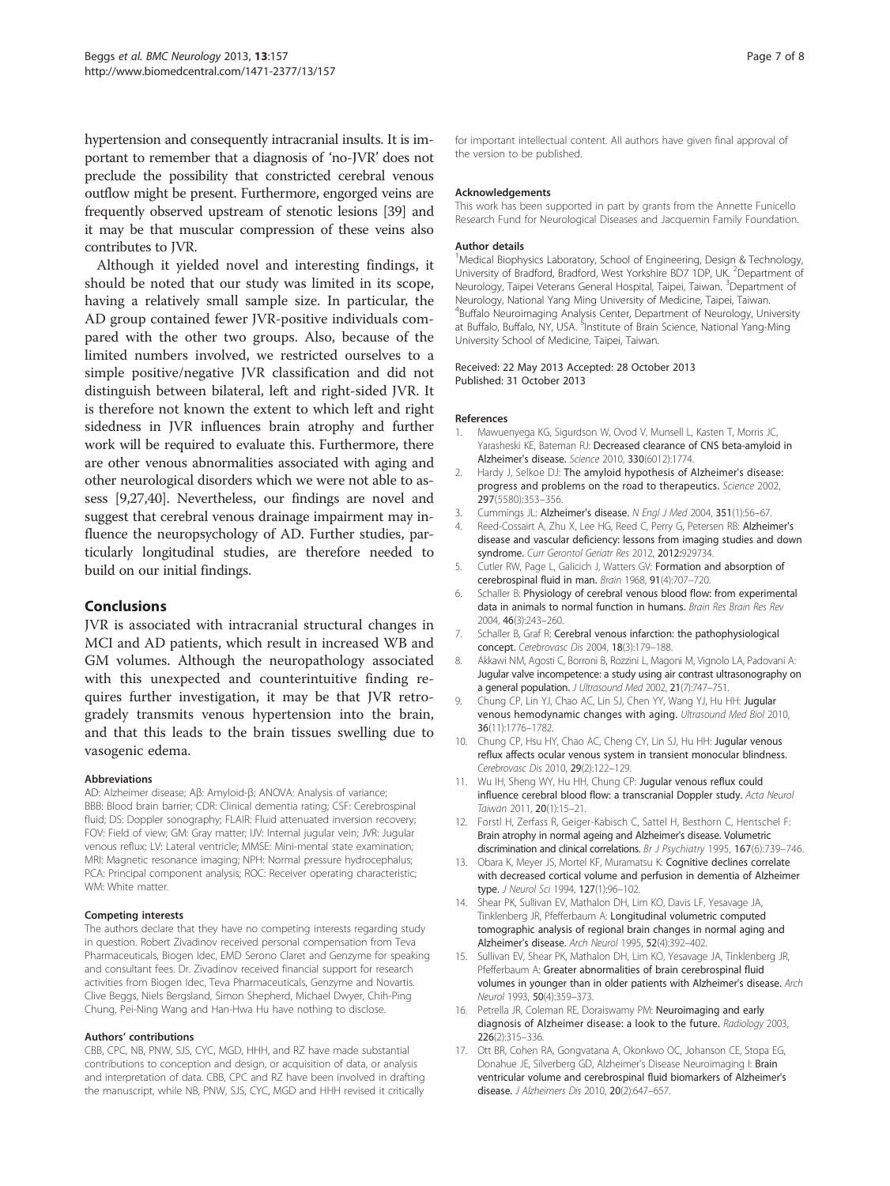hypertension and consequently intracranial insults. It is important to remember that a diagnosis of 'no-JVR' does not preclude the possibility that constricted cerebral venous outflow might be present. Furthermore, engorged veins are frequently observed upstream of stenotic lesions [39] and it may be that muscular compression of these veins also contributes to JVR.

Although it yielded novel and interesting findings, it should be noted that our study was limited in its scope, having a relatively small sample size. In particular, the AD group contained fewer JVR-positive individuals compared with the other two groups. Also, because of the limited numbers involved, we restricted ourselves to a simple positive/negative JVR classification and did not distinguish between bilateral, left and right-sided JVR. It is therefore not known the extent to which left and right sidedness in JVR influences brain atrophy and further work will be required to evaluate this. Furthermore, there are other venous abnormalities associated with aging and other neurological disorders which we were not able to assess [9,27,40]. Nevertheless, our findings are novel and suggest that cerebral venous drainage impairment may influence the neuropsychology of AD. Further studies, particularly longitudinal studies, are therefore needed to build on our initial findings.

## Conclusions

JVR is associated with intracranial structural changes in MCI and AD patients, which result in increased WB and GM volumes. Although the neuropathology associated with this unexpected and counterintuitive finding requires further investigation, it may be that JVR retrogradely transmits venous hypertension into the brain, and that this leads to the brain tissues swelling due to vasogenic edema.

#### Abbreviations

AD: Alzheimer disease; Aβ: Amyloid-β; ANOVA: Analysis of variance; BBB: Blood brain barrier; CDR: Clinical dementia rating; CSF: Cerebrospinal fluid; DS: Doppler sonography; FLAIR: Fluid attenuated inversion recovery; FOV: Field of view; GM: Gray matter; IJV: Internal jugular vein; JVR: Jugular venous reflux; LV: Lateral ventricle; MMSE: Mini-mental state examination; MRI: Magnetic resonance imaging; NPH: Normal pressure hydrocephalus; PCA: Principal component analysis; ROC: Receiver operating characteristic; WM: White matter.

#### Competing interests

The authors declare that they have no competing interests regarding study in question. Robert Zivadinov received personal compensation from Teva Pharmaceuticals, Biogen Idec, EMD Serono Claret and Genzyme for speaking and consultant fees. Dr. Zivadinov received financial support for research activities from Biogen Idec, Teva Pharmaceuticals, Genzyme and Novartis. Clive Beggs, Niels Bergsland, Simon Shepherd, Michael Dwyer, Chih-Ping Chung, Pei-Ning Wang and Han-Hwa Hu have nothing to disclose.

#### Authors' contributions

CBB, CPC, NB, PNW, SJS, CYC, MGD, HHH, and RZ have made substantial contributions to conception and design, or acquisition of data, or analysis and interpretation of data. CBB, CPC and RZ have been involved in drafting the manuscript, while NB, PNW, SJS, CYC, MGD and HHH revised it critically for important intellectual content. All authors have given final approval of the version to be published.

#### Acknowledgements

This work has been supported in part by grants from the Annette Funicello Research Fund for Neurological Diseases and Jacquemin Family Foundation.

#### Author details

[1]Medical Biophysics Laboratory, School of Engineering, Design & Technology, University of Bradford, Bradford, West Yorkshire BD7 1DP, UK. [2]Department of Neurology, Taipei Veterans General Hospital, Taipei, Taiwan. [3]Department of Neurology, National Yang Ming University of Medicine, Taipei, Taiwan. [4]Buffalo Neuroimaging Analysis Center, Department of Neurology, University at Buffalo, Buffalo, NY, USA. [5]Institute of Brain Science, National Yang-Ming University School of Medicine, Taipei, Taiwan.

Received: 22 May 2013 Accepted: 28 October 2013
Published: 31 October 2013

#### References

1. Mawuenyega KG, Sigurdson W, Ovod V, Munsell L, Kasten T, Morris JC, Yarasheski KE, Bateman RJ: **Decreased clearance of CNS beta-amyloid in Alzheimer's disease.** *Science* 2010, **330**(6012):1774.
2. Hardy J, Selkoe DJ: **The amyloid hypothesis of Alzheimer's disease: progress and problems on the road to therapeutics.** *Science* 2002, **297**(5580):353–356.
3. Cummings JL: **Alzheimer's disease.** *N Engl J Med* 2004, **351**(1):56–67.
4. Reed-Cossairt A, Zhu X, Lee HG, Reed C, Perry G, Petersen RB: **Alzheimer's disease and vascular deficiency: lessons from imaging studies and down syndrome.** *Curr Gerontol Geriatr Res* 2012, **2012**:929734.
5. Cutler RW, Page L, Galicich J, Watters GV: **Formation and absorption of cerebrospinal fluid in man.** *Brain* 1968, **91**(4):707–720.
6. Schaller B: **Physiology of cerebral venous blood flow: from experimental data in animals to normal function in humans.** *Brain Res Brain Res Rev* 2004, **46**(3):243–260.
7. Schaller B, Graf R: **Cerebral venous infarction: the pathophysiological concept.** *Cerebrovasc Dis* 2004, **18**(3):179–188.
8. Akkawi NM, Agosti C, Borroni B, Rozzini L, Magoni M, Vignolo LA, Padovani A: **Jugular valve incompetence: a study using air contrast ultrasonography on a general population.** *J Ultrasound Med* 2002, **21**(7):747–751.
9. Chung CP, Lin YJ, Chao AC, Lin SJ, Chen YY, Wang YJ, Hu HH: **Jugular venous hemodynamic changes with aging.** *Ultrasound Med Biol* 2010, **36**(11):1776–1782.
10. Chung CP, Hsu HY, Chao AC, Cheng CY, Lin SJ, Hu HH: **Jugular venous reflux affects ocular venous system in transient monocular blindness.** *Cerebrovasc Dis* 2010, **29**(2):122–129.
11. Wu IH, Sheng WY, Hu HH, Chung CP: **Jugular venous reflux could influence cerebral blood flow: a transcranial Doppler study.** *Acta Neurol Taiwan* 2011, **20**(1):15–21.
12. Forstl H, Zerfass R, Geiger-Kabisch C, Sattel H, Besthorn C, Hentschel F: **Brain atrophy in normal ageing and Alzheimer's disease. Volumetric discrimination and clinical correlations.** *Br J Psychiatry* 1995, **167**(6):739–746.
13. Obara K, Meyer JS, Mortel KF, Muramatsu K: **Cognitive declines correlate with decreased cortical volume and perfusion in dementia of Alzheimer type.** *J Neurol Sci* 1994, **127**(1):96–102.
14. Shear PK, Sullivan EV, Mathalon DH, Lim KO, Davis LF, Yesavage JA, Tinklenberg JR, Pfefferbaum A: **Longitudinal volumetric computed tomographic analysis of regional brain changes in normal aging and Alzheimer's disease.** *Arch Neurol* 1995, **52**(4):392–402.
15. Sullivan EV, Shear PK, Mathalon DH, Lim KO, Yesavage JA, Tinklenberg JR, Pfefferbaum A: **Greater abnormalities of brain cerebrospinal fluid volumes in younger than in older patients with Alzheimer's disease.** *Arch Neurol* 1993, **50**(4):359–373.
16. Petrella JR, Coleman RE, Doraiswamy PM: **Neuroimaging and early diagnosis of Alzheimer disease: a look to the future.** *Radiology* 2003, **226**(2):315–336.
17. Ott BR, Cohen RA, Gongvatana A, Okonkwo OC, Johanson CE, Stopa EG, Donahue JE, Silverberg GD, Alzheimer's Disease Neuroimaging I: **Brain ventricular volume and cerebrospinal fluid biomarkers of Alzheimer's disease.** *J Alzheimers Dis* 2010, **20**(2):647–657.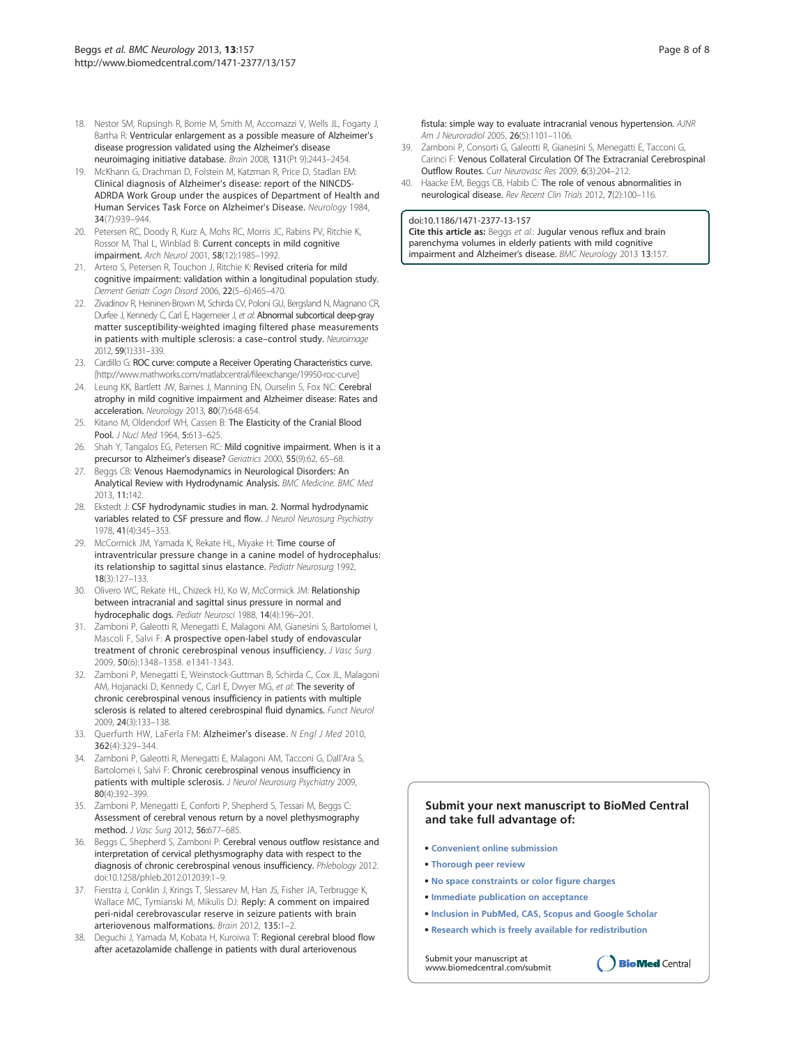18. Nestor SM, Rupsingh R, Borrie M, Smith M, Accomazzi V, Wells JL, Fogarty J, Bartha R: Ventricular enlargement as a possible measure of Alzheimer's disease progression validated using the Alzheimer's disease neuroimaging initiative database. *Brain* 2008, 131(Pt 9):2443–2454.
19. McKhann G, Drachman D, Folstein M, Katzman R, Price D, Stadlan EM: Clinical diagnosis of Alzheimer's disease: report of the NINCDS-ADRDA Work Group under the auspices of Department of Health and Human Services Task Force on Alzheimer's Disease. *Neurology* 1984, 34(7):939–944.
20. Petersen RC, Doody R, Kurz A, Mohs RC, Morris JC, Rabins PV, Ritchie K, Rossor M, Thal L, Winblad B: Current concepts in mild cognitive impairment. *Arch Neurol* 2001, 58(12):1985–1992.
21. Artero S, Petersen R, Touchon J, Ritchie K: Revised criteria for mild cognitive impairment: validation within a longitudinal population study. *Dement Geriatr Cogn Disord* 2006, 22(5–6):465–470.
22. Zivadinov R, Heininen-Brown M, Schirda CV, Poloni GU, Bergsland N, Magnano CR, Durfee J, Kennedy C, Carl E, Hagemeier J, *et al*: Abnormal subcortical deep-gray matter susceptibility-weighted imaging filtered phase measurements in patients with multiple sclerosis: a case–control study. *Neuroimage* 2012, 59(1):331–339.
23. Cardillo G: ROC curve: compute a Receiver Operating Characteristics curve. [http://www.mathworks.com/matlabcentral/fileexchange/19950-roc-curve]
24. Leung KK, Bartlett JW, Barnes J, Manning EN, Ourselin S, Fox NC: Cerebral atrophy in mild cognitive impairment and Alzheimer disease: Rates and acceleration. *Neurology* 2013, 80(7):648-654.
25. Kitano M, Oldendorf WH, Cassen B: The Elasticity of the Cranial Blood Pool. *J Nucl Med* 1964, 5:613–625.
26. Shah Y, Tangalos EG, Petersen RC: Mild cognitive impairment. When is it a precursor to Alzheimer's disease? *Geriatrics* 2000, 55(9):62, 65–68.
27. Beggs CB: Venous Haemodynamics in Neurological Disorders: An Analytical Review with Hydrodynamic Analysis. *BMC Medicine. BMC Med* 2013, 11:142.
28. Ekstedt J: CSF hydrodynamic studies in man. 2. Normal hydrodynamic variables related to CSF pressure and flow. *J Neurol Neurosurg Psychiatry* 1978, 41(4):345–353.
29. McCormick JM, Yamada K, Rekate HL, Miyake H: Time course of intraventricular pressure change in a canine model of hydrocephalus: its relationship to sagittal sinus elastance. *Pediatr Neurosurg* 1992, 18(3):127–133.
30. Olivero WC, Rekate HL, Chizeck HJ, Ko W, McCormick JM: Relationship between intracranial and sagittal sinus pressure in normal and hydrocephalic dogs. *Pediatr Neurosci* 1988, 14(4):196–201.
31. Zamboni P, Galeotti R, Menegatti E, Malagoni AM, Gianesini S, Bartolomei I, Mascoli F, Salvi F: A prospective open-label study of endovascular treatment of chronic cerebrospinal venous insufficiency. *J Vasc Surg* 2009, 50(6):1348–1358. e1341-1343.
32. Zamboni P, Menegatti E, Weinstock-Guttman B, Schirda C, Cox JL, Malagoni AM, Hojanacki D, Kennedy C, Carl E, Dwyer MG, *et al*: The severity of chronic cerebrospinal venous insufficiency in patients with multiple sclerosis is related to altered cerebrospinal fluid dynamics. *Funct Neurol* 2009, 24(3):133–138.
33. Querfurth HW, LaFerla FM: Alzheimer's disease. *N Engl J Med* 2010, 362(4):329–344.
34. Zamboni P, Galeotti R, Menegatti E, Malagoni AM, Tacconi G, Dall'Ara S, Bartolomei I, Salvi F: Chronic cerebrospinal venous insufficiency in patients with multiple sclerosis. *J Neurol Neurosurg Psychiatry* 2009, 80(4):392–399.
35. Zamboni P, Menegatti E, Conforti P, Shepherd S, Tessari M, Beggs C: Assessment of cerebral venous return by a novel plethysmography method. *J Vasc Surg* 2012, 56:677–685.
36. Beggs C, Shepherd S, Zamboni P: Cerebral venous outflow resistance and interpretation of cervical plethysmography data with respect to the diagnosis of chronic cerebrospinal venous insufficiency. *Phlebology* 2012. doi:10.1258/phleb.2012.012039:1–9.
37. Fierstra J, Conklin J, Krings T, Slessarev M, Han JS, Fisher JA, Terbrugge K, Wallace MC, Tymianski M, Mikulis DJ: Reply: A comment on impaired peri-nidal cerebrovascular reserve in seizure patients with brain arteriovenous malformations. *Brain* 2012, 135:1–2.
38. Deguchi J, Yamada M, Kobata H, Kuroiwa T: Regional cerebral blood flow after acetazolamide challenge in patients with dural arteriovenous fistula: simple way to evaluate intracranial venous hypertension. *AJNR Am J Neuroradiol* 2005, 26(5):1101–1106.
39. Zamboni P, Consorti G, Galeotti R, Gianesini S, Menegatti E, Tacconi G, Carinci F: Venous Collateral Circulation Of The Extracranial Cerebrospinal Outflow Routes. *Curr Neurovasc Res* 2009, 6(3):204–212.
40. Haacke EM, Beggs CB, Habib C: The role of venous abnormalities in neurological disease. *Rev Recent Clin Trials* 2012, 7(2):100–116.

doi:10.1186/1471-2377-13-157

**Cite this article as:** Beggs *et al.*: Jugular venous reflux and brain parenchyma volumes in elderly patients with mild cognitive impairment and Alzheimer's disease. *BMC Neurology* 2013 13:157.

**Submit your next manuscript to BioMed Central and take full advantage of:**

- Convenient online submission
- Thorough peer review
- No space constraints or color figure charges
- Immediate publication on acceptance
- Inclusion in PubMed, CAS, Scopus and Google Scholar
- Research which is freely available for redistribution

Submit your manuscript at www.biomedcentral.com/submit

BioMed Central